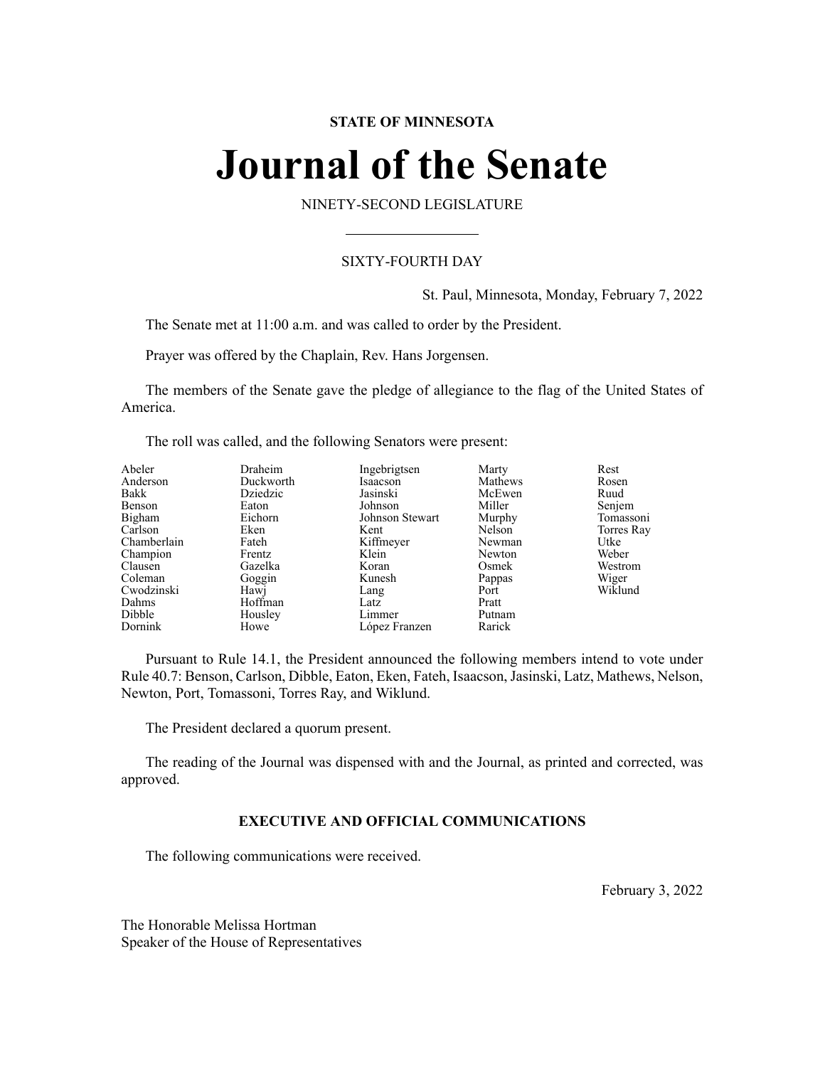**STATE OF MINNESOTA**

# Journal of the Senate

NINETY-SECOND LEGISLATURE

SIXTY-FOURTH DAY

St. Paul, Minnesota, Monday, February 7, 2022

The Senate met at 11:00 a.m. and was called to order by the President.

Prayer was offered by the Chaplain, Rev. Hans Jorgensen.

The members of the Senate gave the pledge of allegiance to the flag of the United States of America.

The roll was called, and the following Senators were present:

| | | | | |
|---|---|---|---|---|
| Abeler | Draheim | Ingebrigtsen | Marty | Rest |
| Anderson | Duckworth | Isaacson | Mathews | Rosen |
| Bakk | Dziedzic | Jasinski | McEwen | Ruud |
| Benson | Eaton | Johnson | Miller | Senjem |
| Bigham | Eichorn | Johnson Stewart | Murphy | Tomassoni |
| Carlson | Eken | Kent | Nelson | Torres Ray |
| Chamberlain | Fateh | Kiffmeyer | Newman | Utke |
| Champion | Frentz | Klein | Newton | Weber |
| Clausen | Gazelka | Koran | Osmek | Westrom |
| Coleman | Goggin | Kunesh | Pappas | Wiger |
| Cwodzinski | Hawj | Lang | Port | Wiklund |
| Dahms | Hoffman | Latz | Pratt | |
| Dibble | Housley | Limmer | Putnam | |
| Dornink | Howe | López Franzen | Rarick | |

Pursuant to Rule 14.1, the President announced the following members intend to vote under Rule 40.7: Benson, Carlson, Dibble, Eaton, Eken, Fateh, Isaacson, Jasinski, Latz, Mathews, Nelson, Newton, Port, Tomassoni, Torres Ray, and Wiklund.

The President declared a quorum present.

The reading of the Journal was dispensed with and the Journal, as printed and corrected, was approved.

## EXECUTIVE AND OFFICIAL COMMUNICATIONS

The following communications were received.

February 3, 2022

The Honorable Melissa Hortman
Speaker of the House of Representatives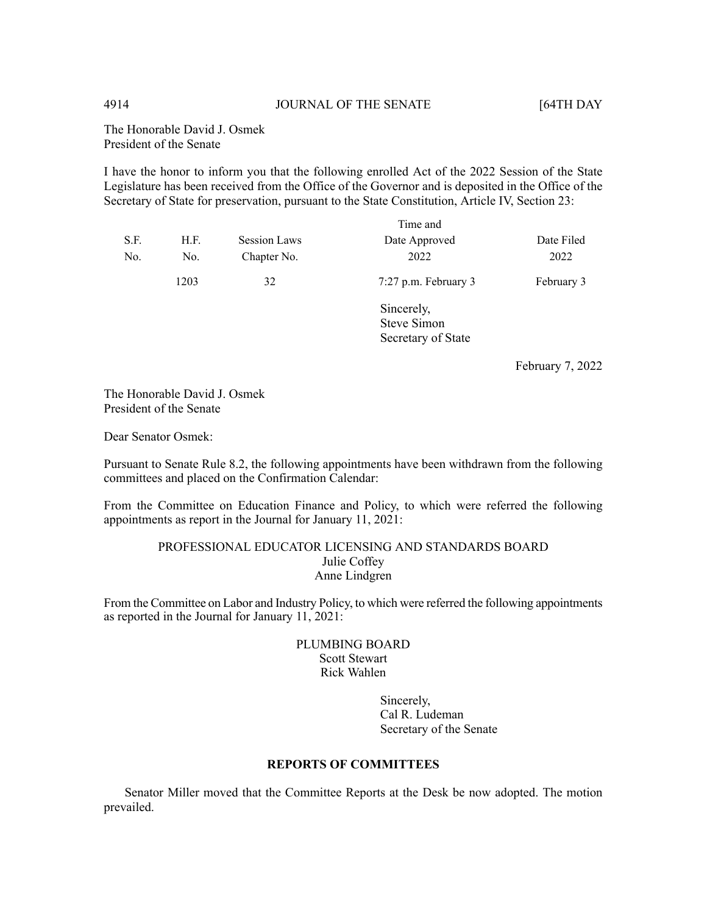The Honorable David J. Osmek
President of the Senate

I have the honor to inform you that the following enrolled Act of the 2022 Session of the State Legislature has been received from the Office of the Governor and is deposited in the Office of the Secretary of State for preservation, pursuant to the State Constitution, Article IV, Section 23:

| S.F. No. | H.F. No. | Session Laws Chapter No. | Time and Date Approved 2022 | Date Filed 2022 |
|---|---|---|---|---|
| | 1203 | 32 | 7:27 p.m. February 3 | February 3 |

Sincerely,
Steve Simon
Secretary of State

February 7, 2022

The Honorable David J. Osmek
President of the Senate

Dear Senator Osmek:

Pursuant to Senate Rule 8.2, the following appointments have been withdrawn from the following committees and placed on the Confirmation Calendar:

From the Committee on Education Finance and Policy, to which were referred the following appointments as report in the Journal for January 11, 2021:

PROFESSIONAL EDUCATOR LICENSING AND STANDARDS BOARD
Julie Coffey
Anne Lindgren

From the Committee on Labor and Industry Policy, to which were referred the following appointments as reported in the Journal for January 11, 2021:

PLUMBING BOARD
Scott Stewart
Rick Wahlen

Sincerely,
Cal R. Ludeman
Secretary of the Senate

## REPORTS OF COMMITTEES

Senator Miller moved that the Committee Reports at the Desk be now adopted. The motion prevailed.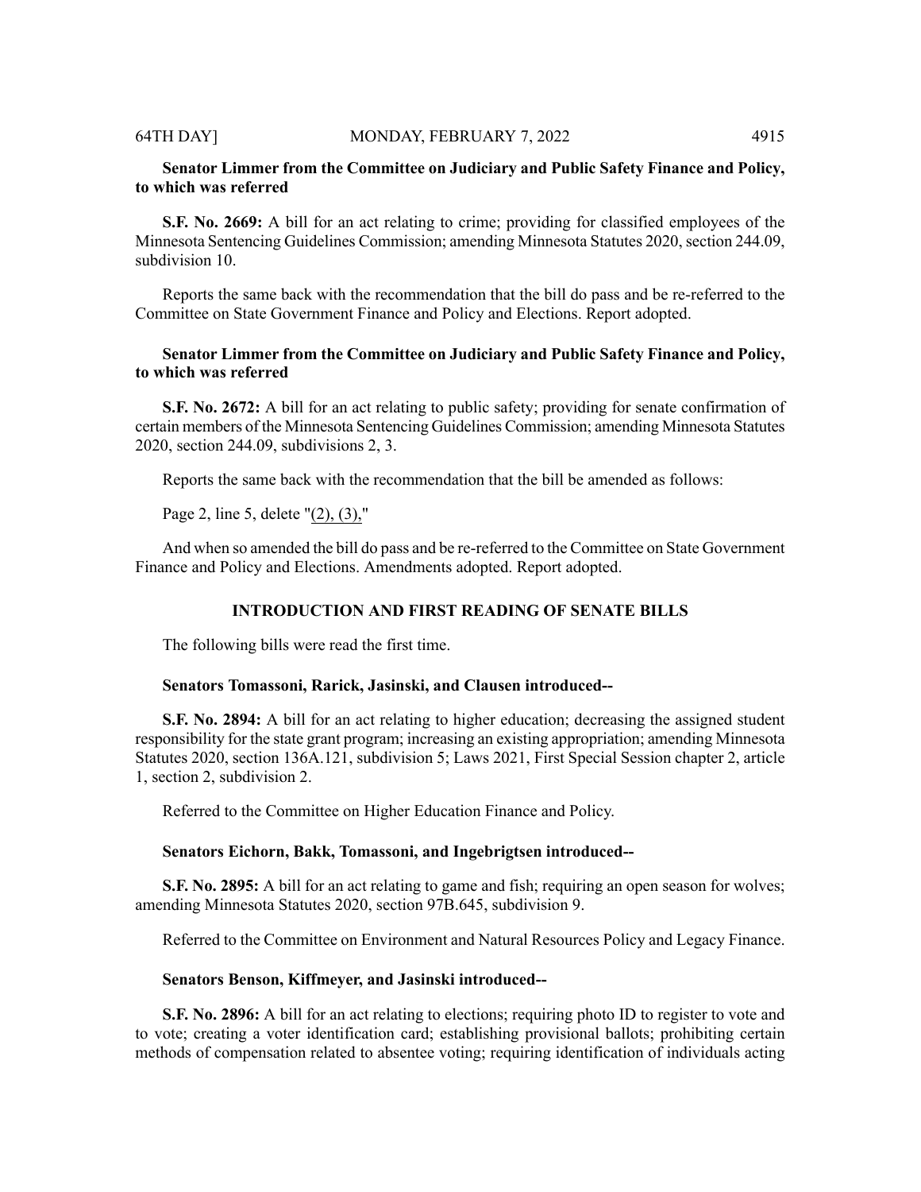**Senator Limmer from the Committee on Judiciary and Public Safety Finance and Policy, to which was referred**

**S.F. No. 2669:** A bill for an act relating to crime; providing for classified employees of the Minnesota Sentencing Guidelines Commission; amending Minnesota Statutes 2020, section 244.09, subdivision 10.

Reports the same back with the recommendation that the bill do pass and be re-referred to the Committee on State Government Finance and Policy and Elections. Report adopted.

**Senator Limmer from the Committee on Judiciary and Public Safety Finance and Policy, to which was referred**

**S.F. No. 2672:** A bill for an act relating to public safety; providing for senate confirmation of certain members of the Minnesota Sentencing Guidelines Commission; amending Minnesota Statutes 2020, section 244.09, subdivisions 2, 3.

Reports the same back with the recommendation that the bill be amended as follows:

Page 2, line 5, delete "(2), (3),"

And when so amended the bill do pass and be re-referred to the Committee on State Government Finance and Policy and Elections. Amendments adopted. Report adopted.

## INTRODUCTION AND FIRST READING OF SENATE BILLS

The following bills were read the first time.

**Senators Tomassoni, Rarick, Jasinski, and Clausen introduced--**

**S.F. No. 2894:** A bill for an act relating to higher education; decreasing the assigned student responsibility for the state grant program; increasing an existing appropriation; amending Minnesota Statutes 2020, section 136A.121, subdivision 5; Laws 2021, First Special Session chapter 2, article 1, section 2, subdivision 2.

Referred to the Committee on Higher Education Finance and Policy.

**Senators Eichorn, Bakk, Tomassoni, and Ingebrigtsen introduced--**

**S.F. No. 2895:** A bill for an act relating to game and fish; requiring an open season for wolves; amending Minnesota Statutes 2020, section 97B.645, subdivision 9.

Referred to the Committee on Environment and Natural Resources Policy and Legacy Finance.

**Senators Benson, Kiffmeyer, and Jasinski introduced--**

**S.F. No. 2896:** A bill for an act relating to elections; requiring photo ID to register to vote and to vote; creating a voter identification card; establishing provisional ballots; prohibiting certain methods of compensation related to absentee voting; requiring identification of individuals acting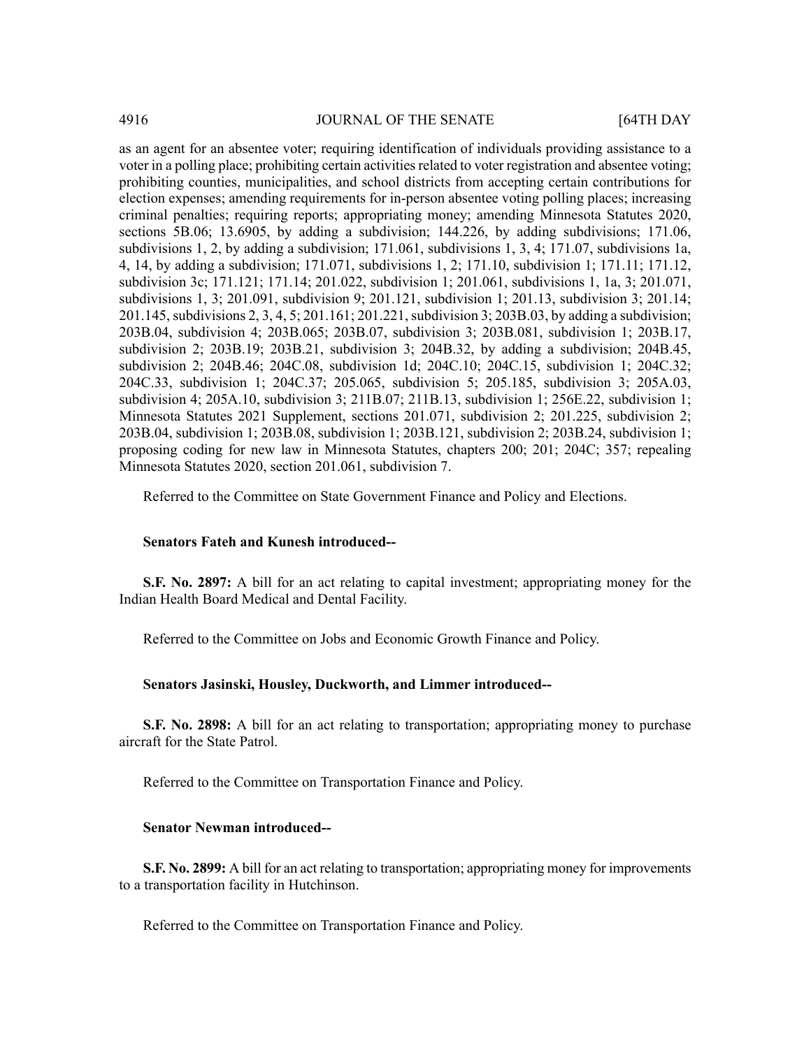as an agent for an absentee voter; requiring identification of individuals providing assistance to a voter in a polling place; prohibiting certain activities related to voter registration and absentee voting; prohibiting counties, municipalities, and school districts from accepting certain contributions for election expenses; amending requirements for in-person absentee voting polling places; increasing criminal penalties; requiring reports; appropriating money; amending Minnesota Statutes 2020, sections 5B.06; 13.6905, by adding a subdivision; 144.226, by adding subdivisions; 171.06, subdivisions 1, 2, by adding a subdivision; 171.061, subdivisions 1, 3, 4; 171.07, subdivisions 1a, 4, 14, by adding a subdivision; 171.071, subdivisions 1, 2; 171.10, subdivision 1; 171.11; 171.12, subdivision 3c; 171.121; 171.14; 201.022, subdivision 1; 201.061, subdivisions 1, 1a, 3; 201.071, subdivisions 1, 3; 201.091, subdivision 9; 201.121, subdivision 1; 201.13, subdivision 3; 201.14; 201.145, subdivisions 2, 3, 4, 5; 201.161; 201.221, subdivision 3; 203B.03, by adding a subdivision; 203B.04, subdivision 4; 203B.065; 203B.07, subdivision 3; 203B.081, subdivision 1; 203B.17, subdivision 2; 203B.19; 203B.21, subdivision 3; 204B.32, by adding a subdivision; 204B.45, subdivision 2; 204B.46; 204C.08, subdivision 1d; 204C.10; 204C.15, subdivision 1; 204C.32; 204C.33, subdivision 1; 204C.37; 205.065, subdivision 5; 205.185, subdivision 3; 205A.03, subdivision 4; 205A.10, subdivision 3; 211B.07; 211B.13, subdivision 1; 256E.22, subdivision 1; Minnesota Statutes 2021 Supplement, sections 201.071, subdivision 2; 201.225, subdivision 2; 203B.04, subdivision 1; 203B.08, subdivision 1; 203B.121, subdivision 2; 203B.24, subdivision 1; proposing coding for new law in Minnesota Statutes, chapters 200; 201; 204C; 357; repealing Minnesota Statutes 2020, section 201.061, subdivision 7.

Referred to the Committee on State Government Finance and Policy and Elections.

**Senators Fateh and Kunesh introduced--**

**S.F. No. 2897:** A bill for an act relating to capital investment; appropriating money for the Indian Health Board Medical and Dental Facility.

Referred to the Committee on Jobs and Economic Growth Finance and Policy.

**Senators Jasinski, Housley, Duckworth, and Limmer introduced--**

**S.F. No. 2898:** A bill for an act relating to transportation; appropriating money to purchase aircraft for the State Patrol.

Referred to the Committee on Transportation Finance and Policy.

**Senator Newman introduced--**

**S.F. No. 2899:** A bill for an act relating to transportation; appropriating money for improvements to a transportation facility in Hutchinson.

Referred to the Committee on Transportation Finance and Policy.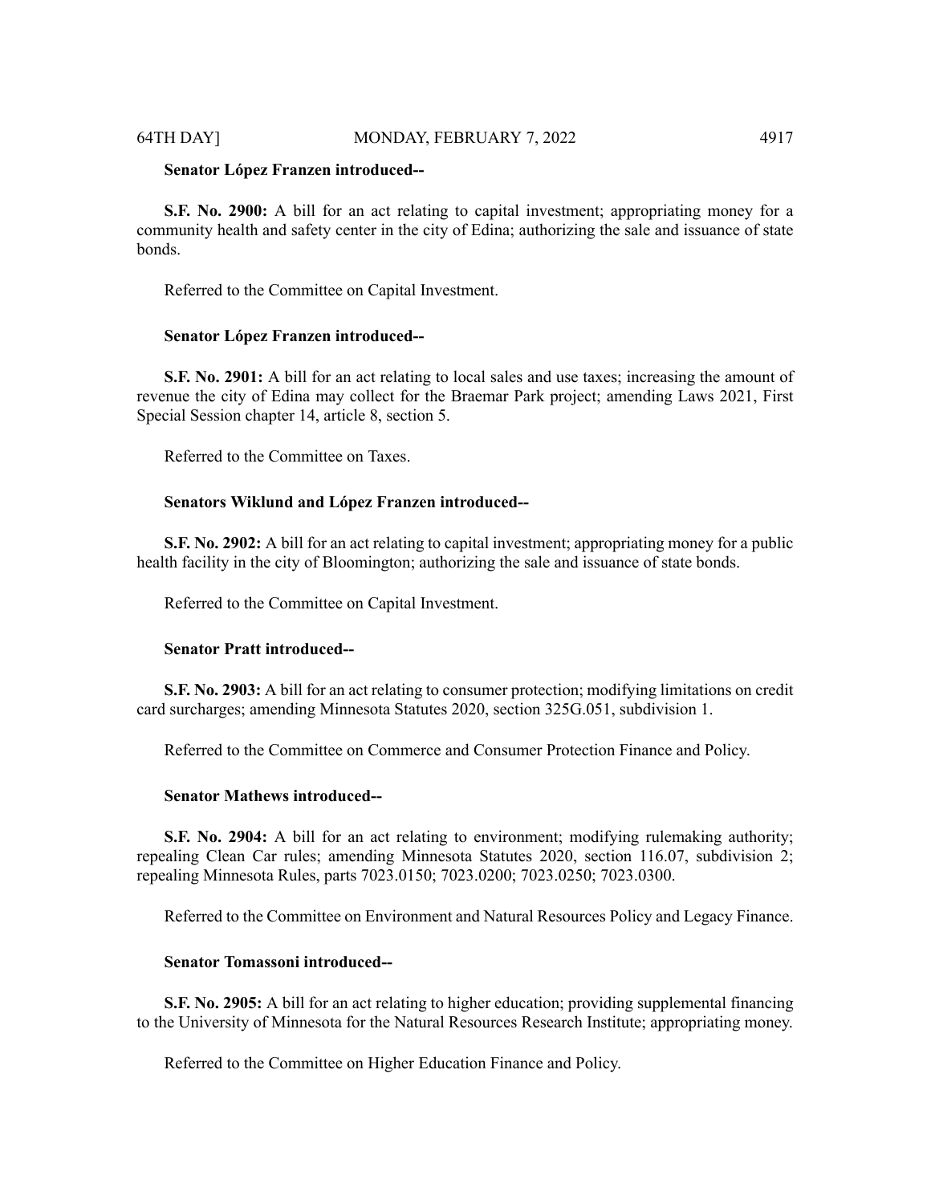**Senator López Franzen introduced--**

**S.F. No. 2900:** A bill for an act relating to capital investment; appropriating money for a community health and safety center in the city of Edina; authorizing the sale and issuance of state bonds.

Referred to the Committee on Capital Investment.

**Senator López Franzen introduced--**

**S.F. No. 2901:** A bill for an act relating to local sales and use taxes; increasing the amount of revenue the city of Edina may collect for the Braemar Park project; amending Laws 2021, First Special Session chapter 14, article 8, section 5.

Referred to the Committee on Taxes.

**Senators Wiklund and López Franzen introduced--**

**S.F. No. 2902:** A bill for an act relating to capital investment; appropriating money for a public health facility in the city of Bloomington; authorizing the sale and issuance of state bonds.

Referred to the Committee on Capital Investment.

**Senator Pratt introduced--**

**S.F. No. 2903:** A bill for an act relating to consumer protection; modifying limitations on credit card surcharges; amending Minnesota Statutes 2020, section 325G.051, subdivision 1.

Referred to the Committee on Commerce and Consumer Protection Finance and Policy.

**Senator Mathews introduced--**

**S.F. No. 2904:** A bill for an act relating to environment; modifying rulemaking authority; repealing Clean Car rules; amending Minnesota Statutes 2020, section 116.07, subdivision 2; repealing Minnesota Rules, parts 7023.0150; 7023.0200; 7023.0250; 7023.0300.

Referred to the Committee on Environment and Natural Resources Policy and Legacy Finance.

**Senator Tomassoni introduced--**

**S.F. No. 2905:** A bill for an act relating to higher education; providing supplemental financing to the University of Minnesota for the Natural Resources Research Institute; appropriating money.

Referred to the Committee on Higher Education Finance and Policy.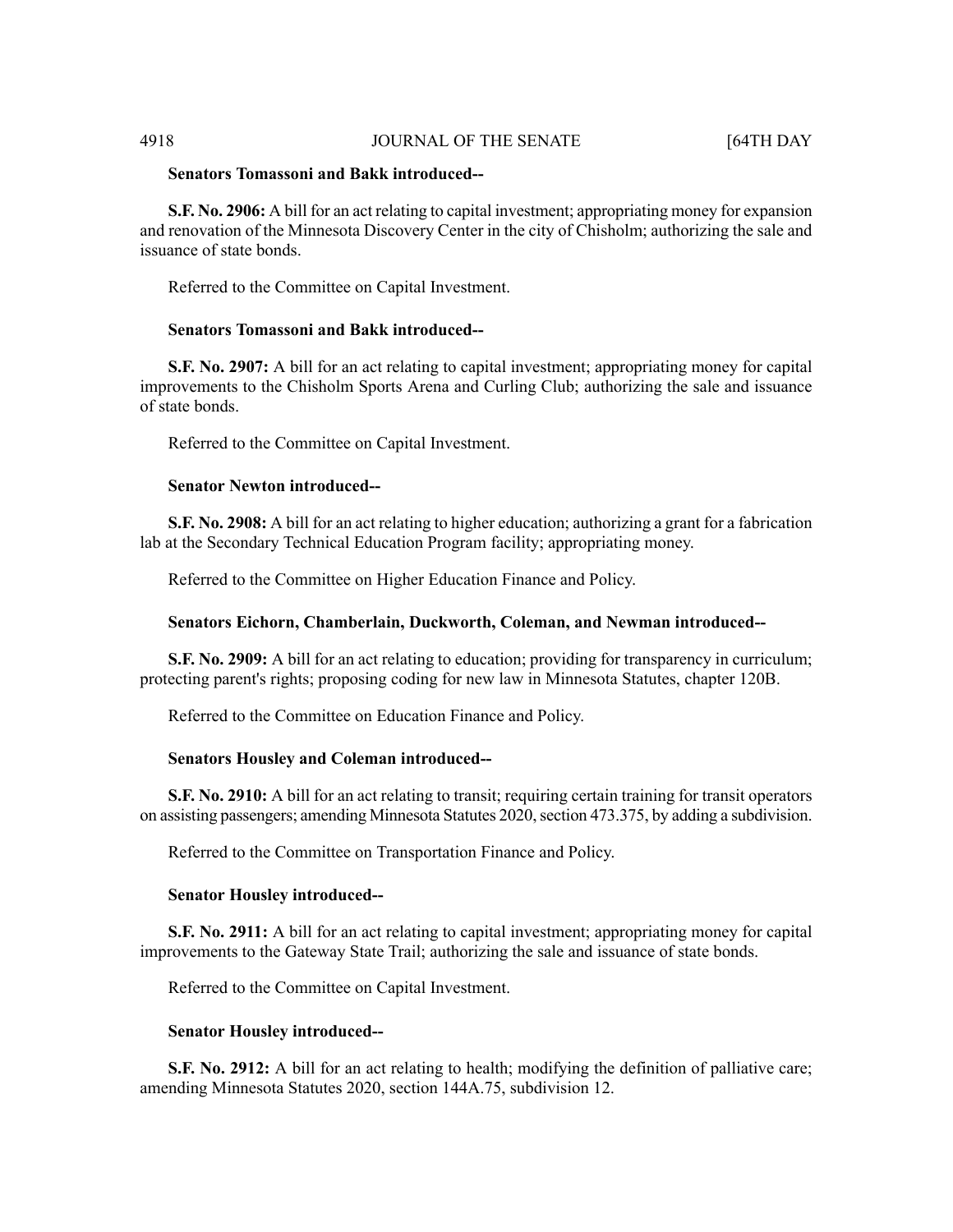**Senators Tomassoni and Bakk introduced--**

**S.F. No. 2906:** A bill for an act relating to capital investment; appropriating money for expansion and renovation of the Minnesota Discovery Center in the city of Chisholm; authorizing the sale and issuance of state bonds.

Referred to the Committee on Capital Investment.

**Senators Tomassoni and Bakk introduced--**

**S.F. No. 2907:** A bill for an act relating to capital investment; appropriating money for capital improvements to the Chisholm Sports Arena and Curling Club; authorizing the sale and issuance of state bonds.

Referred to the Committee on Capital Investment.

**Senator Newton introduced--**

**S.F. No. 2908:** A bill for an act relating to higher education; authorizing a grant for a fabrication lab at the Secondary Technical Education Program facility; appropriating money.

Referred to the Committee on Higher Education Finance and Policy.

**Senators Eichorn, Chamberlain, Duckworth, Coleman, and Newman introduced--**

**S.F. No. 2909:** A bill for an act relating to education; providing for transparency in curriculum; protecting parent's rights; proposing coding for new law in Minnesota Statutes, chapter 120B.

Referred to the Committee on Education Finance and Policy.

**Senators Housley and Coleman introduced--**

**S.F. No. 2910:** A bill for an act relating to transit; requiring certain training for transit operators on assisting passengers; amending Minnesota Statutes 2020, section 473.375, by adding a subdivision.

Referred to the Committee on Transportation Finance and Policy.

**Senator Housley introduced--**

**S.F. No. 2911:** A bill for an act relating to capital investment; appropriating money for capital improvements to the Gateway State Trail; authorizing the sale and issuance of state bonds.

Referred to the Committee on Capital Investment.

**Senator Housley introduced--**

**S.F. No. 2912:** A bill for an act relating to health; modifying the definition of palliative care; amending Minnesota Statutes 2020, section 144A.75, subdivision 12.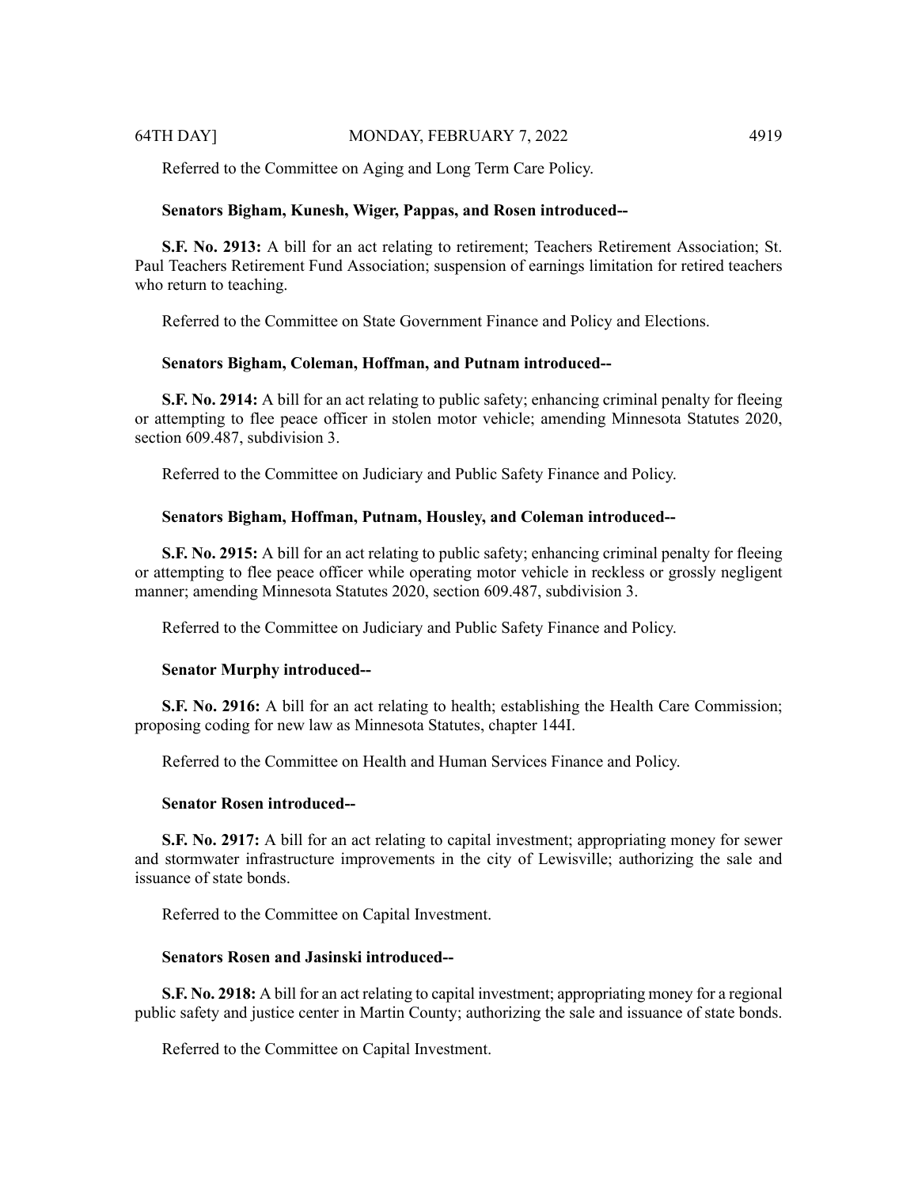Referred to the Committee on Aging and Long Term Care Policy.

**Senators Bigham, Kunesh, Wiger, Pappas, and Rosen introduced--**

**S.F. No. 2913:** A bill for an act relating to retirement; Teachers Retirement Association; St. Paul Teachers Retirement Fund Association; suspension of earnings limitation for retired teachers who return to teaching.

Referred to the Committee on State Government Finance and Policy and Elections.

**Senators Bigham, Coleman, Hoffman, and Putnam introduced--**

**S.F. No. 2914:** A bill for an act relating to public safety; enhancing criminal penalty for fleeing or attempting to flee peace officer in stolen motor vehicle; amending Minnesota Statutes 2020, section 609.487, subdivision 3.

Referred to the Committee on Judiciary and Public Safety Finance and Policy.

**Senators Bigham, Hoffman, Putnam, Housley, and Coleman introduced--**

**S.F. No. 2915:** A bill for an act relating to public safety; enhancing criminal penalty for fleeing or attempting to flee peace officer while operating motor vehicle in reckless or grossly negligent manner; amending Minnesota Statutes 2020, section 609.487, subdivision 3.

Referred to the Committee on Judiciary and Public Safety Finance and Policy.

**Senator Murphy introduced--**

**S.F. No. 2916:** A bill for an act relating to health; establishing the Health Care Commission; proposing coding for new law as Minnesota Statutes, chapter 144I.

Referred to the Committee on Health and Human Services Finance and Policy.

**Senator Rosen introduced--**

**S.F. No. 2917:** A bill for an act relating to capital investment; appropriating money for sewer and stormwater infrastructure improvements in the city of Lewisville; authorizing the sale and issuance of state bonds.

Referred to the Committee on Capital Investment.

**Senators Rosen and Jasinski introduced--**

**S.F. No. 2918:** A bill for an act relating to capital investment; appropriating money for a regional public safety and justice center in Martin County; authorizing the sale and issuance of state bonds.

Referred to the Committee on Capital Investment.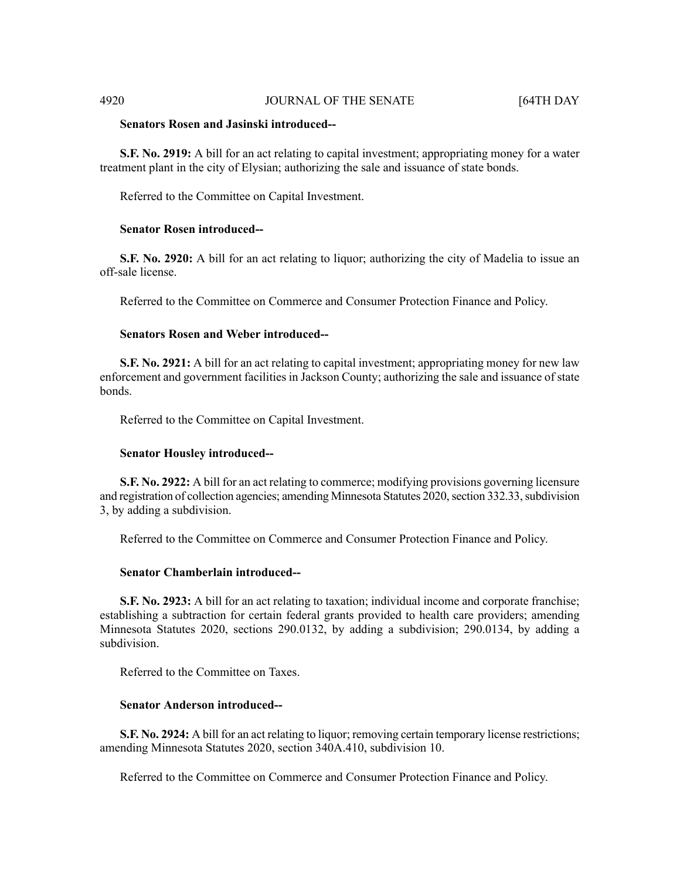**Senators Rosen and Jasinski introduced--**

**S.F. No. 2919:** A bill for an act relating to capital investment; appropriating money for a water treatment plant in the city of Elysian; authorizing the sale and issuance of state bonds.

Referred to the Committee on Capital Investment.

**Senator Rosen introduced--**

**S.F. No. 2920:** A bill for an act relating to liquor; authorizing the city of Madelia to issue an off-sale license.

Referred to the Committee on Commerce and Consumer Protection Finance and Policy.

**Senators Rosen and Weber introduced--**

**S.F. No. 2921:** A bill for an act relating to capital investment; appropriating money for new law enforcement and government facilities in Jackson County; authorizing the sale and issuance of state bonds.

Referred to the Committee on Capital Investment.

**Senator Housley introduced--**

**S.F. No. 2922:** A bill for an act relating to commerce; modifying provisions governing licensure and registration of collection agencies; amending Minnesota Statutes 2020, section 332.33, subdivision 3, by adding a subdivision.

Referred to the Committee on Commerce and Consumer Protection Finance and Policy.

**Senator Chamberlain introduced--**

**S.F. No. 2923:** A bill for an act relating to taxation; individual income and corporate franchise; establishing a subtraction for certain federal grants provided to health care providers; amending Minnesota Statutes 2020, sections 290.0132, by adding a subdivision; 290.0134, by adding a subdivision.

Referred to the Committee on Taxes.

**Senator Anderson introduced--**

**S.F. No. 2924:** A bill for an act relating to liquor; removing certain temporary license restrictions; amending Minnesota Statutes 2020, section 340A.410, subdivision 10.

Referred to the Committee on Commerce and Consumer Protection Finance and Policy.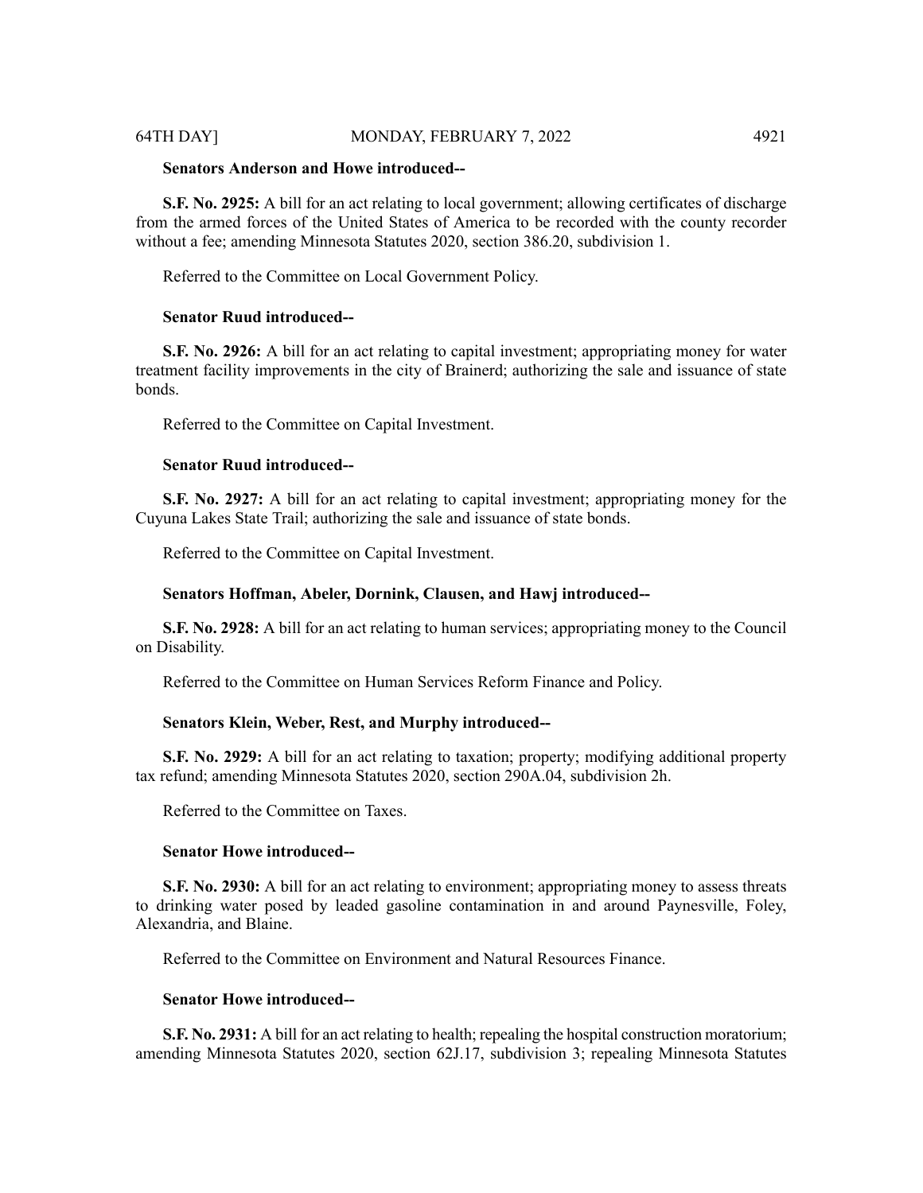**Senators Anderson and Howe introduced--**

**S.F. No. 2925:** A bill for an act relating to local government; allowing certificates of discharge from the armed forces of the United States of America to be recorded with the county recorder without a fee; amending Minnesota Statutes 2020, section 386.20, subdivision 1.

Referred to the Committee on Local Government Policy.

**Senator Ruud introduced--**

**S.F. No. 2926:** A bill for an act relating to capital investment; appropriating money for water treatment facility improvements in the city of Brainerd; authorizing the sale and issuance of state bonds.

Referred to the Committee on Capital Investment.

**Senator Ruud introduced--**

**S.F. No. 2927:** A bill for an act relating to capital investment; appropriating money for the Cuyuna Lakes State Trail; authorizing the sale and issuance of state bonds.

Referred to the Committee on Capital Investment.

**Senators Hoffman, Abeler, Dornink, Clausen, and Hawj introduced--**

**S.F. No. 2928:** A bill for an act relating to human services; appropriating money to the Council on Disability.

Referred to the Committee on Human Services Reform Finance and Policy.

**Senators Klein, Weber, Rest, and Murphy introduced--**

**S.F. No. 2929:** A bill for an act relating to taxation; property; modifying additional property tax refund; amending Minnesota Statutes 2020, section 290A.04, subdivision 2h.

Referred to the Committee on Taxes.

**Senator Howe introduced--**

**S.F. No. 2930:** A bill for an act relating to environment; appropriating money to assess threats to drinking water posed by leaded gasoline contamination in and around Paynesville, Foley, Alexandria, and Blaine.

Referred to the Committee on Environment and Natural Resources Finance.

**Senator Howe introduced--**

**S.F. No. 2931:** A bill for an act relating to health; repealing the hospital construction moratorium; amending Minnesota Statutes 2020, section 62J.17, subdivision 3; repealing Minnesota Statutes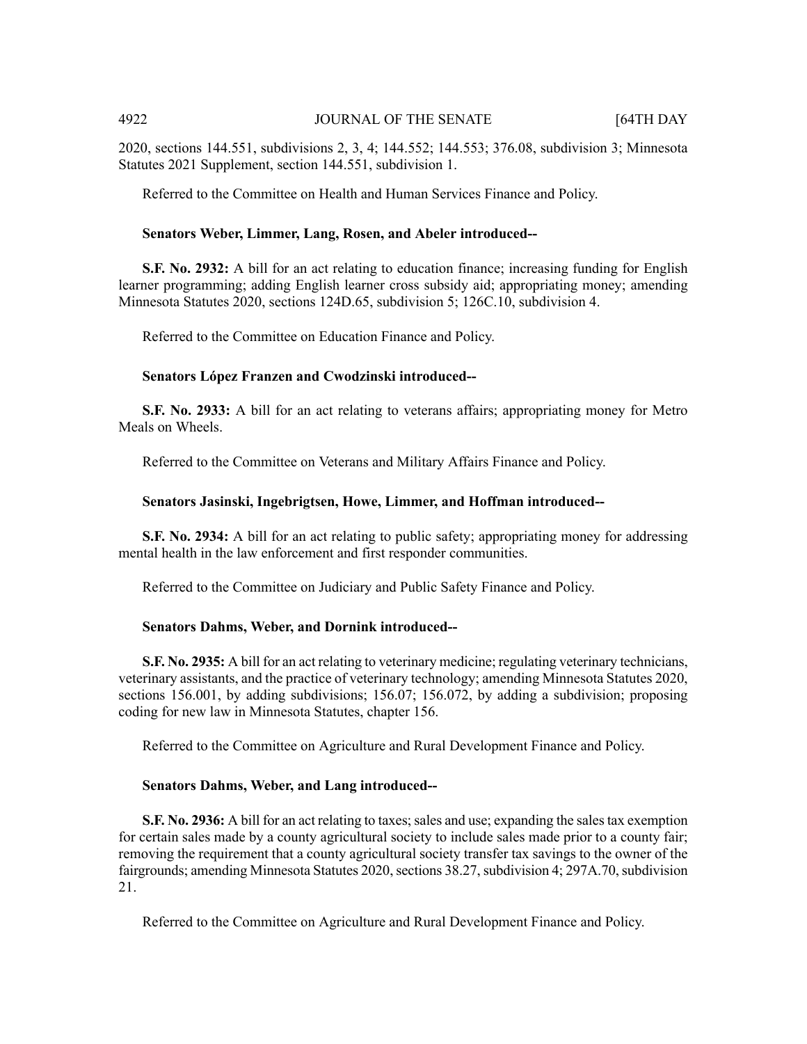2020, sections 144.551, subdivisions 2, 3, 4; 144.552; 144.553; 376.08, subdivision 3; Minnesota Statutes 2021 Supplement, section 144.551, subdivision 1.

Referred to the Committee on Health and Human Services Finance and Policy.

**Senators Weber, Limmer, Lang, Rosen, and Abeler introduced--**

**S.F. No. 2932:** A bill for an act relating to education finance; increasing funding for English learner programming; adding English learner cross subsidy aid; appropriating money; amending Minnesota Statutes 2020, sections 124D.65, subdivision 5; 126C.10, subdivision 4.

Referred to the Committee on Education Finance and Policy.

**Senators López Franzen and Cwodzinski introduced--**

**S.F. No. 2933:** A bill for an act relating to veterans affairs; appropriating money for Metro Meals on Wheels.

Referred to the Committee on Veterans and Military Affairs Finance and Policy.

**Senators Jasinski, Ingebrigtsen, Howe, Limmer, and Hoffman introduced--**

**S.F. No. 2934:** A bill for an act relating to public safety; appropriating money for addressing mental health in the law enforcement and first responder communities.

Referred to the Committee on Judiciary and Public Safety Finance and Policy.

**Senators Dahms, Weber, and Dornink introduced--**

**S.F. No. 2935:** A bill for an act relating to veterinary medicine; regulating veterinary technicians, veterinary assistants, and the practice of veterinary technology; amending Minnesota Statutes 2020, sections 156.001, by adding subdivisions; 156.07; 156.072, by adding a subdivision; proposing coding for new law in Minnesota Statutes, chapter 156.

Referred to the Committee on Agriculture and Rural Development Finance and Policy.

**Senators Dahms, Weber, and Lang introduced--**

**S.F. No. 2936:** A bill for an act relating to taxes; sales and use; expanding the sales tax exemption for certain sales made by a county agricultural society to include sales made prior to a county fair; removing the requirement that a county agricultural society transfer tax savings to the owner of the fairgrounds; amending Minnesota Statutes 2020, sections 38.27, subdivision 4; 297A.70, subdivision 21.

Referred to the Committee on Agriculture and Rural Development Finance and Policy.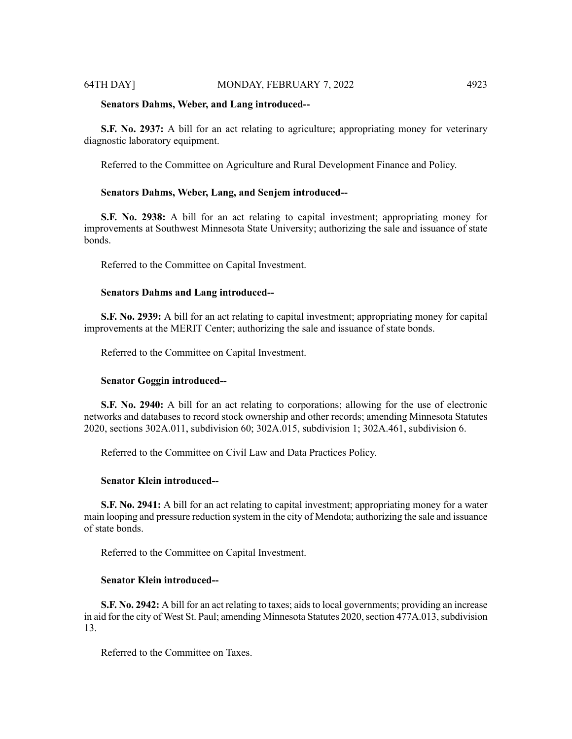**Senators Dahms, Weber, and Lang introduced--**

**S.F. No. 2937:** A bill for an act relating to agriculture; appropriating money for veterinary diagnostic laboratory equipment.

Referred to the Committee on Agriculture and Rural Development Finance and Policy.

**Senators Dahms, Weber, Lang, and Senjem introduced--**

**S.F. No. 2938:** A bill for an act relating to capital investment; appropriating money for improvements at Southwest Minnesota State University; authorizing the sale and issuance of state bonds.

Referred to the Committee on Capital Investment.

**Senators Dahms and Lang introduced--**

**S.F. No. 2939:** A bill for an act relating to capital investment; appropriating money for capital improvements at the MERIT Center; authorizing the sale and issuance of state bonds.

Referred to the Committee on Capital Investment.

**Senator Goggin introduced--**

**S.F. No. 2940:** A bill for an act relating to corporations; allowing for the use of electronic networks and databases to record stock ownership and other records; amending Minnesota Statutes 2020, sections 302A.011, subdivision 60; 302A.015, subdivision 1; 302A.461, subdivision 6.

Referred to the Committee on Civil Law and Data Practices Policy.

**Senator Klein introduced--**

**S.F. No. 2941:** A bill for an act relating to capital investment; appropriating money for a water main looping and pressure reduction system in the city of Mendota; authorizing the sale and issuance of state bonds.

Referred to the Committee on Capital Investment.

**Senator Klein introduced--**

**S.F. No. 2942:** A bill for an act relating to taxes; aids to local governments; providing an increase in aid for the city of West St. Paul; amending Minnesota Statutes 2020, section 477A.013, subdivision 13.

Referred to the Committee on Taxes.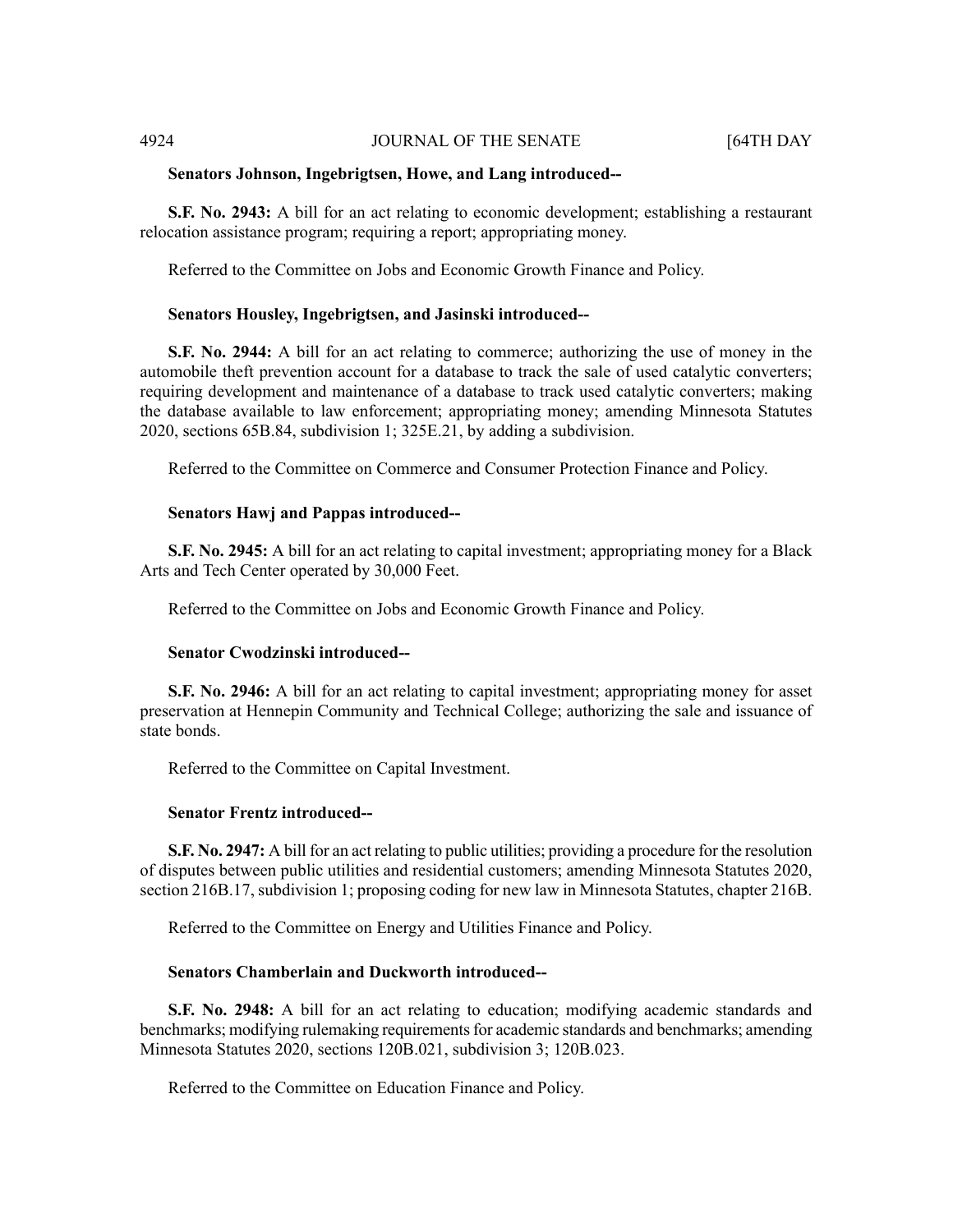**Senators Johnson, Ingebrigtsen, Howe, and Lang introduced--**

**S.F. No. 2943:** A bill for an act relating to economic development; establishing a restaurant relocation assistance program; requiring a report; appropriating money.

Referred to the Committee on Jobs and Economic Growth Finance and Policy.

**Senators Housley, Ingebrigtsen, and Jasinski introduced--**

**S.F. No. 2944:** A bill for an act relating to commerce; authorizing the use of money in the automobile theft prevention account for a database to track the sale of used catalytic converters; requiring development and maintenance of a database to track used catalytic converters; making the database available to law enforcement; appropriating money; amending Minnesota Statutes 2020, sections 65B.84, subdivision 1; 325E.21, by adding a subdivision.

Referred to the Committee on Commerce and Consumer Protection Finance and Policy.

**Senators Hawj and Pappas introduced--**

**S.F. No. 2945:** A bill for an act relating to capital investment; appropriating money for a Black Arts and Tech Center operated by 30,000 Feet.

Referred to the Committee on Jobs and Economic Growth Finance and Policy.

**Senator Cwodzinski introduced--**

**S.F. No. 2946:** A bill for an act relating to capital investment; appropriating money for asset preservation at Hennepin Community and Technical College; authorizing the sale and issuance of state bonds.

Referred to the Committee on Capital Investment.

**Senator Frentz introduced--**

**S.F. No. 2947:** A bill for an act relating to public utilities; providing a procedure for the resolution of disputes between public utilities and residential customers; amending Minnesota Statutes 2020, section 216B.17, subdivision 1; proposing coding for new law in Minnesota Statutes, chapter 216B.

Referred to the Committee on Energy and Utilities Finance and Policy.

**Senators Chamberlain and Duckworth introduced--**

**S.F. No. 2948:** A bill for an act relating to education; modifying academic standards and benchmarks; modifying rulemaking requirements for academic standards and benchmarks; amending Minnesota Statutes 2020, sections 120B.021, subdivision 3; 120B.023.

Referred to the Committee on Education Finance and Policy.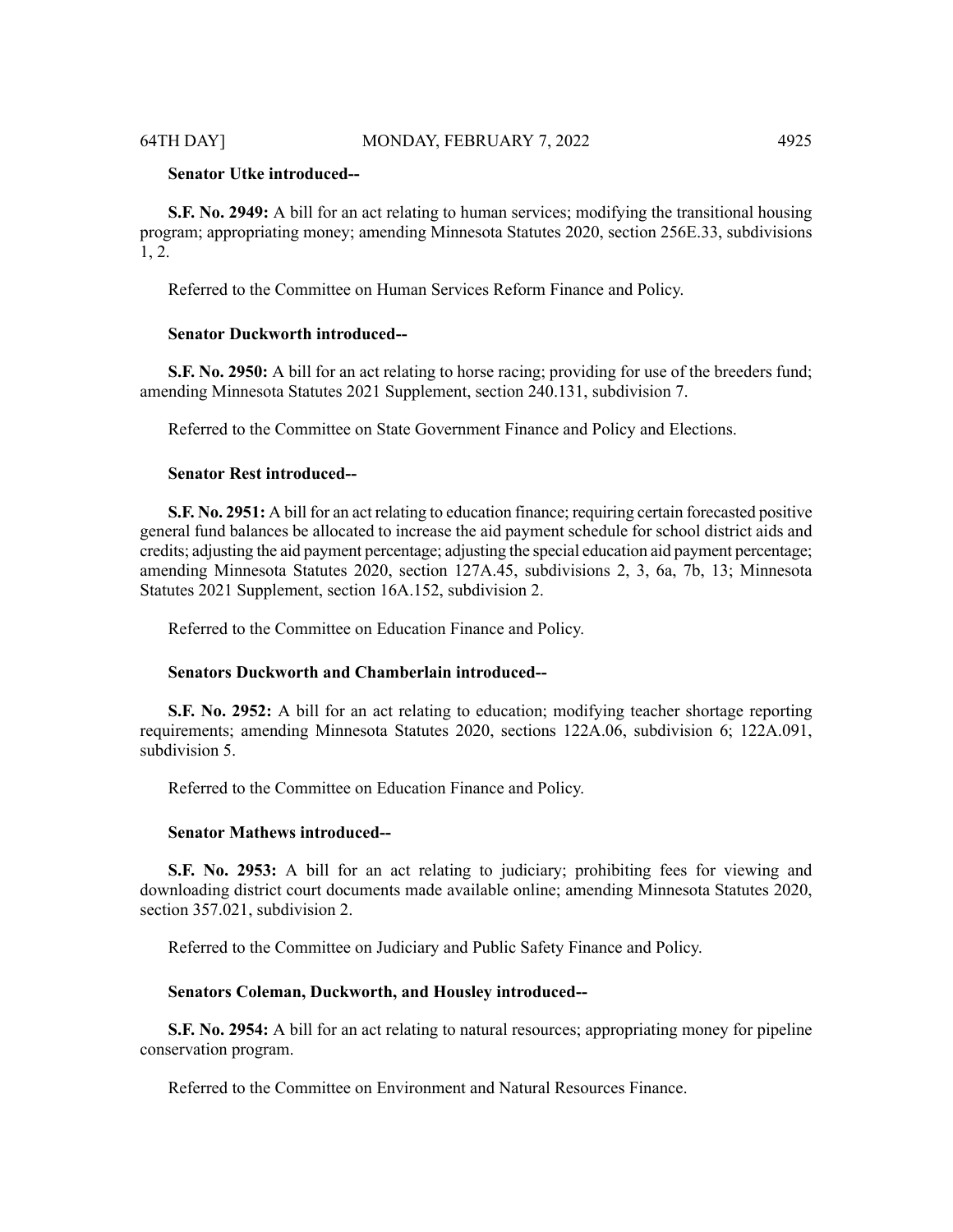**Senator Utke introduced--**

**S.F. No. 2949:** A bill for an act relating to human services; modifying the transitional housing program; appropriating money; amending Minnesota Statutes 2020, section 256E.33, subdivisions 1, 2.

Referred to the Committee on Human Services Reform Finance and Policy.

**Senator Duckworth introduced--**

**S.F. No. 2950:** A bill for an act relating to horse racing; providing for use of the breeders fund; amending Minnesota Statutes 2021 Supplement, section 240.131, subdivision 7.

Referred to the Committee on State Government Finance and Policy and Elections.

**Senator Rest introduced--**

**S.F. No. 2951:** A bill for an act relating to education finance; requiring certain forecasted positive general fund balances be allocated to increase the aid payment schedule for school district aids and credits; adjusting the aid payment percentage; adjusting the special education aid payment percentage; amending Minnesota Statutes 2020, section 127A.45, subdivisions 2, 3, 6a, 7b, 13; Minnesota Statutes 2021 Supplement, section 16A.152, subdivision 2.

Referred to the Committee on Education Finance and Policy.

**Senators Duckworth and Chamberlain introduced--**

**S.F. No. 2952:** A bill for an act relating to education; modifying teacher shortage reporting requirements; amending Minnesota Statutes 2020, sections 122A.06, subdivision 6; 122A.091, subdivision 5.

Referred to the Committee on Education Finance and Policy.

**Senator Mathews introduced--**

**S.F. No. 2953:** A bill for an act relating to judiciary; prohibiting fees for viewing and downloading district court documents made available online; amending Minnesota Statutes 2020, section 357.021, subdivision 2.

Referred to the Committee on Judiciary and Public Safety Finance and Policy.

**Senators Coleman, Duckworth, and Housley introduced--**

**S.F. No. 2954:** A bill for an act relating to natural resources; appropriating money for pipeline conservation program.

Referred to the Committee on Environment and Natural Resources Finance.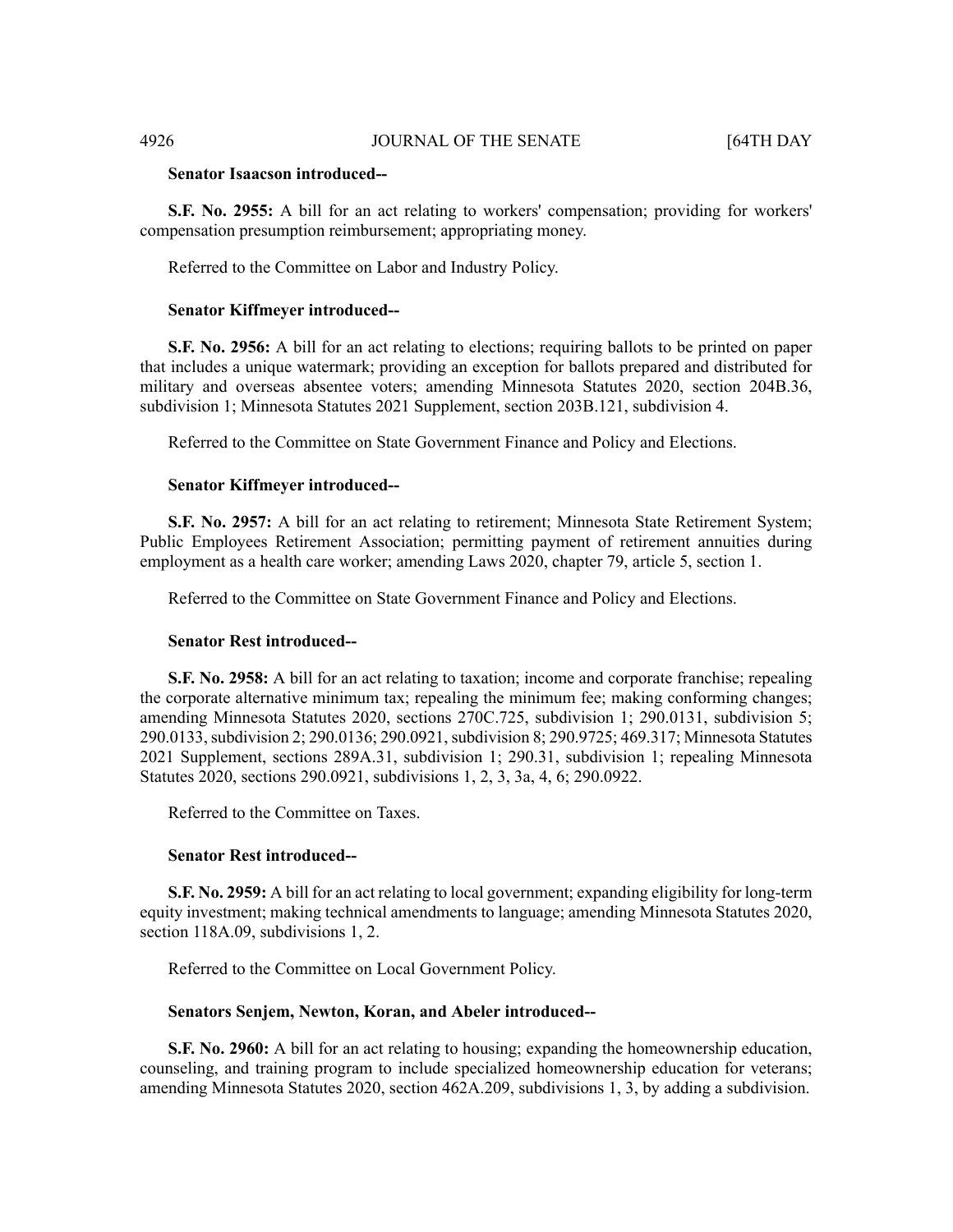**Senator Isaacson introduced--**

**S.F. No. 2955:** A bill for an act relating to workers' compensation; providing for workers' compensation presumption reimbursement; appropriating money.

Referred to the Committee on Labor and Industry Policy.

**Senator Kiffmeyer introduced--**

**S.F. No. 2956:** A bill for an act relating to elections; requiring ballots to be printed on paper that includes a unique watermark; providing an exception for ballots prepared and distributed for military and overseas absentee voters; amending Minnesota Statutes 2020, section 204B.36, subdivision 1; Minnesota Statutes 2021 Supplement, section 203B.121, subdivision 4.

Referred to the Committee on State Government Finance and Policy and Elections.

**Senator Kiffmeyer introduced--**

**S.F. No. 2957:** A bill for an act relating to retirement; Minnesota State Retirement System; Public Employees Retirement Association; permitting payment of retirement annuities during employment as a health care worker; amending Laws 2020, chapter 79, article 5, section 1.

Referred to the Committee on State Government Finance and Policy and Elections.

**Senator Rest introduced--**

**S.F. No. 2958:** A bill for an act relating to taxation; income and corporate franchise; repealing the corporate alternative minimum tax; repealing the minimum fee; making conforming changes; amending Minnesota Statutes 2020, sections 270C.725, subdivision 1; 290.0131, subdivision 5; 290.0133, subdivision 2; 290.0136; 290.0921, subdivision 8; 290.9725; 469.317; Minnesota Statutes 2021 Supplement, sections 289A.31, subdivision 1; 290.31, subdivision 1; repealing Minnesota Statutes 2020, sections 290.0921, subdivisions 1, 2, 3, 3a, 4, 6; 290.0922.

Referred to the Committee on Taxes.

**Senator Rest introduced--**

**S.F. No. 2959:** A bill for an act relating to local government; expanding eligibility for long-term equity investment; making technical amendments to language; amending Minnesota Statutes 2020, section 118A.09, subdivisions 1, 2.

Referred to the Committee on Local Government Policy.

**Senators Senjem, Newton, Koran, and Abeler introduced--**

**S.F. No. 2960:** A bill for an act relating to housing; expanding the homeownership education, counseling, and training program to include specialized homeownership education for veterans; amending Minnesota Statutes 2020, section 462A.209, subdivisions 1, 3, by adding a subdivision.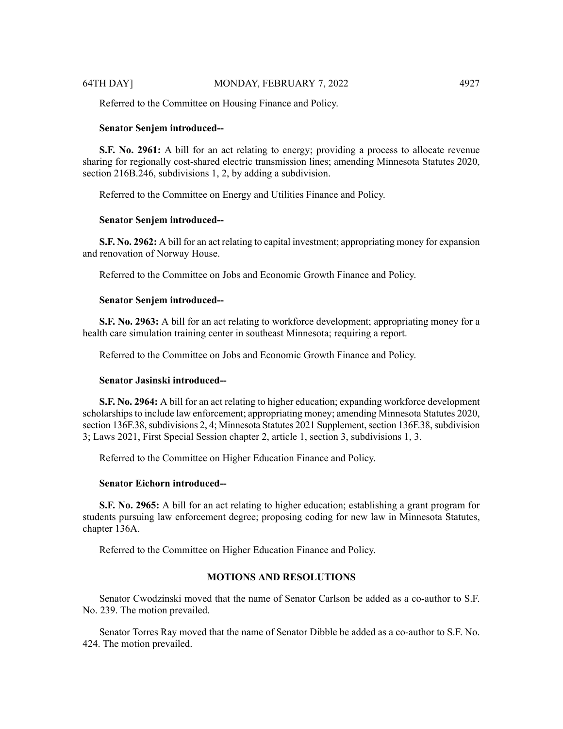Referred to the Committee on Housing Finance and Policy.

**Senator Senjem introduced--**

**S.F. No. 2961:** A bill for an act relating to energy; providing a process to allocate revenue sharing for regionally cost-shared electric transmission lines; amending Minnesota Statutes 2020, section 216B.246, subdivisions 1, 2, by adding a subdivision.

Referred to the Committee on Energy and Utilities Finance and Policy.

**Senator Senjem introduced--**

**S.F. No. 2962:** A bill for an act relating to capital investment; appropriating money for expansion and renovation of Norway House.

Referred to the Committee on Jobs and Economic Growth Finance and Policy.

**Senator Senjem introduced--**

**S.F. No. 2963:** A bill for an act relating to workforce development; appropriating money for a health care simulation training center in southeast Minnesota; requiring a report.

Referred to the Committee on Jobs and Economic Growth Finance and Policy.

**Senator Jasinski introduced--**

**S.F. No. 2964:** A bill for an act relating to higher education; expanding workforce development scholarships to include law enforcement; appropriating money; amending Minnesota Statutes 2020, section 136F.38, subdivisions 2, 4; Minnesota Statutes 2021 Supplement, section 136F.38, subdivision 3; Laws 2021, First Special Session chapter 2, article 1, section 3, subdivisions 1, 3.

Referred to the Committee on Higher Education Finance and Policy.

**Senator Eichorn introduced--**

**S.F. No. 2965:** A bill for an act relating to higher education; establishing a grant program for students pursuing law enforcement degree; proposing coding for new law in Minnesota Statutes, chapter 136A.

Referred to the Committee on Higher Education Finance and Policy.

## MOTIONS AND RESOLUTIONS

Senator Cwodzinski moved that the name of Senator Carlson be added as a co-author to S.F. No. 239. The motion prevailed.

Senator Torres Ray moved that the name of Senator Dibble be added as a co-author to S.F. No. 424. The motion prevailed.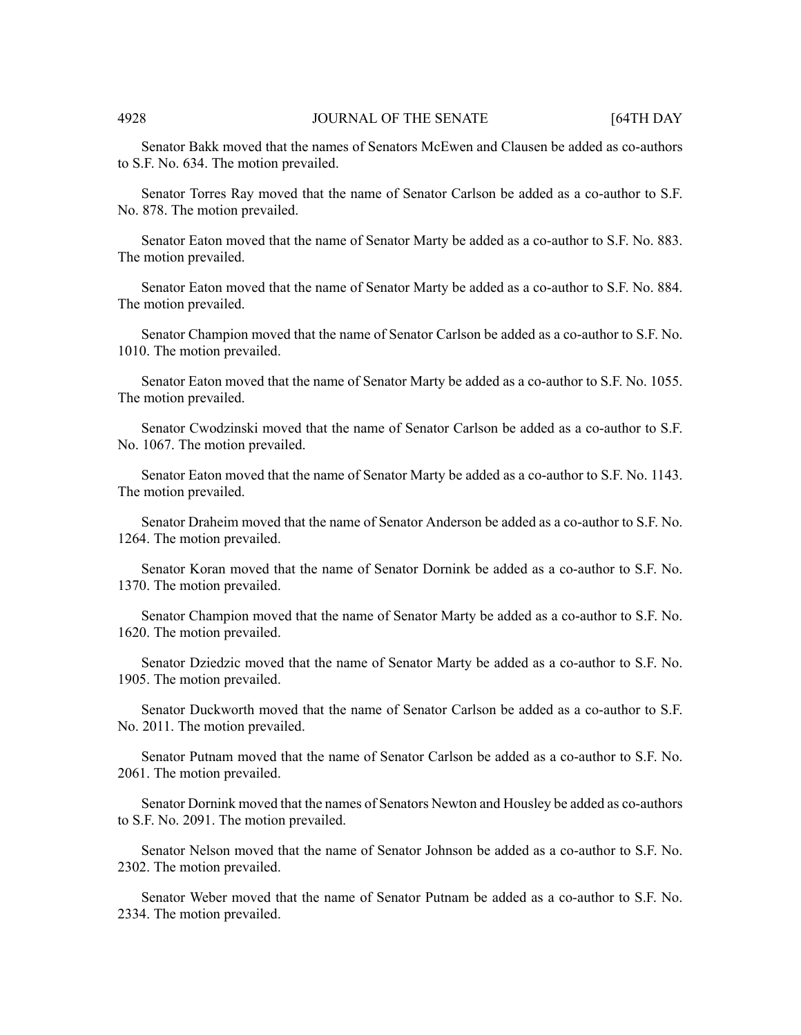Senator Bakk moved that the names of Senators McEwen and Clausen be added as co-authors to S.F. No. 634. The motion prevailed.

Senator Torres Ray moved that the name of Senator Carlson be added as a co-author to S.F. No. 878. The motion prevailed.

Senator Eaton moved that the name of Senator Marty be added as a co-author to S.F. No. 883. The motion prevailed.

Senator Eaton moved that the name of Senator Marty be added as a co-author to S.F. No. 884. The motion prevailed.

Senator Champion moved that the name of Senator Carlson be added as a co-author to S.F. No. 1010. The motion prevailed.

Senator Eaton moved that the name of Senator Marty be added as a co-author to S.F. No. 1055. The motion prevailed.

Senator Cwodzinski moved that the name of Senator Carlson be added as a co-author to S.F. No. 1067. The motion prevailed.

Senator Eaton moved that the name of Senator Marty be added as a co-author to S.F. No. 1143. The motion prevailed.

Senator Draheim moved that the name of Senator Anderson be added as a co-author to S.F. No. 1264. The motion prevailed.

Senator Koran moved that the name of Senator Dornink be added as a co-author to S.F. No. 1370. The motion prevailed.

Senator Champion moved that the name of Senator Marty be added as a co-author to S.F. No. 1620. The motion prevailed.

Senator Dziedzic moved that the name of Senator Marty be added as a co-author to S.F. No. 1905. The motion prevailed.

Senator Duckworth moved that the name of Senator Carlson be added as a co-author to S.F. No. 2011. The motion prevailed.

Senator Putnam moved that the name of Senator Carlson be added as a co-author to S.F. No. 2061. The motion prevailed.

Senator Dornink moved that the names of Senators Newton and Housley be added as co-authors to S.F. No. 2091. The motion prevailed.

Senator Nelson moved that the name of Senator Johnson be added as a co-author to S.F. No. 2302. The motion prevailed.

Senator Weber moved that the name of Senator Putnam be added as a co-author to S.F. No. 2334. The motion prevailed.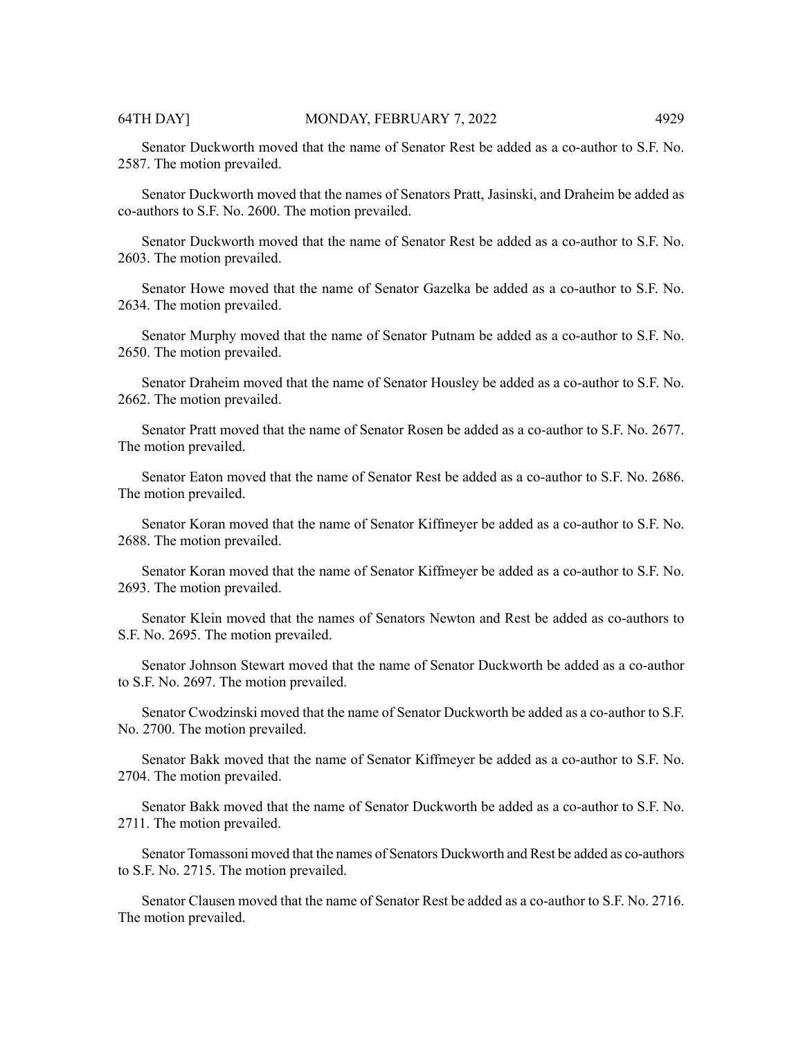Senator Duckworth moved that the name of Senator Rest be added as a co-author to S.F. No. 2587. The motion prevailed.

Senator Duckworth moved that the names of Senators Pratt, Jasinski, and Draheim be added as co-authors to S.F. No. 2600. The motion prevailed.

Senator Duckworth moved that the name of Senator Rest be added as a co-author to S.F. No. 2603. The motion prevailed.

Senator Howe moved that the name of Senator Gazelka be added as a co-author to S.F. No. 2634. The motion prevailed.

Senator Murphy moved that the name of Senator Putnam be added as a co-author to S.F. No. 2650. The motion prevailed.

Senator Draheim moved that the name of Senator Housley be added as a co-author to S.F. No. 2662. The motion prevailed.

Senator Pratt moved that the name of Senator Rosen be added as a co-author to S.F. No. 2677. The motion prevailed.

Senator Eaton moved that the name of Senator Rest be added as a co-author to S.F. No. 2686. The motion prevailed.

Senator Koran moved that the name of Senator Kiffmeyer be added as a co-author to S.F. No. 2688. The motion prevailed.

Senator Koran moved that the name of Senator Kiffmeyer be added as a co-author to S.F. No. 2693. The motion prevailed.

Senator Klein moved that the names of Senators Newton and Rest be added as co-authors to S.F. No. 2695. The motion prevailed.

Senator Johnson Stewart moved that the name of Senator Duckworth be added as a co-author to S.F. No. 2697. The motion prevailed.

Senator Cwodzinski moved that the name of Senator Duckworth be added as a co-author to S.F. No. 2700. The motion prevailed.

Senator Bakk moved that the name of Senator Kiffmeyer be added as a co-author to S.F. No. 2704. The motion prevailed.

Senator Bakk moved that the name of Senator Duckworth be added as a co-author to S.F. No. 2711. The motion prevailed.

Senator Tomassoni moved that the names of Senators Duckworth and Rest be added as co-authors to S.F. No. 2715. The motion prevailed.

Senator Clausen moved that the name of Senator Rest be added as a co-author to S.F. No. 2716. The motion prevailed.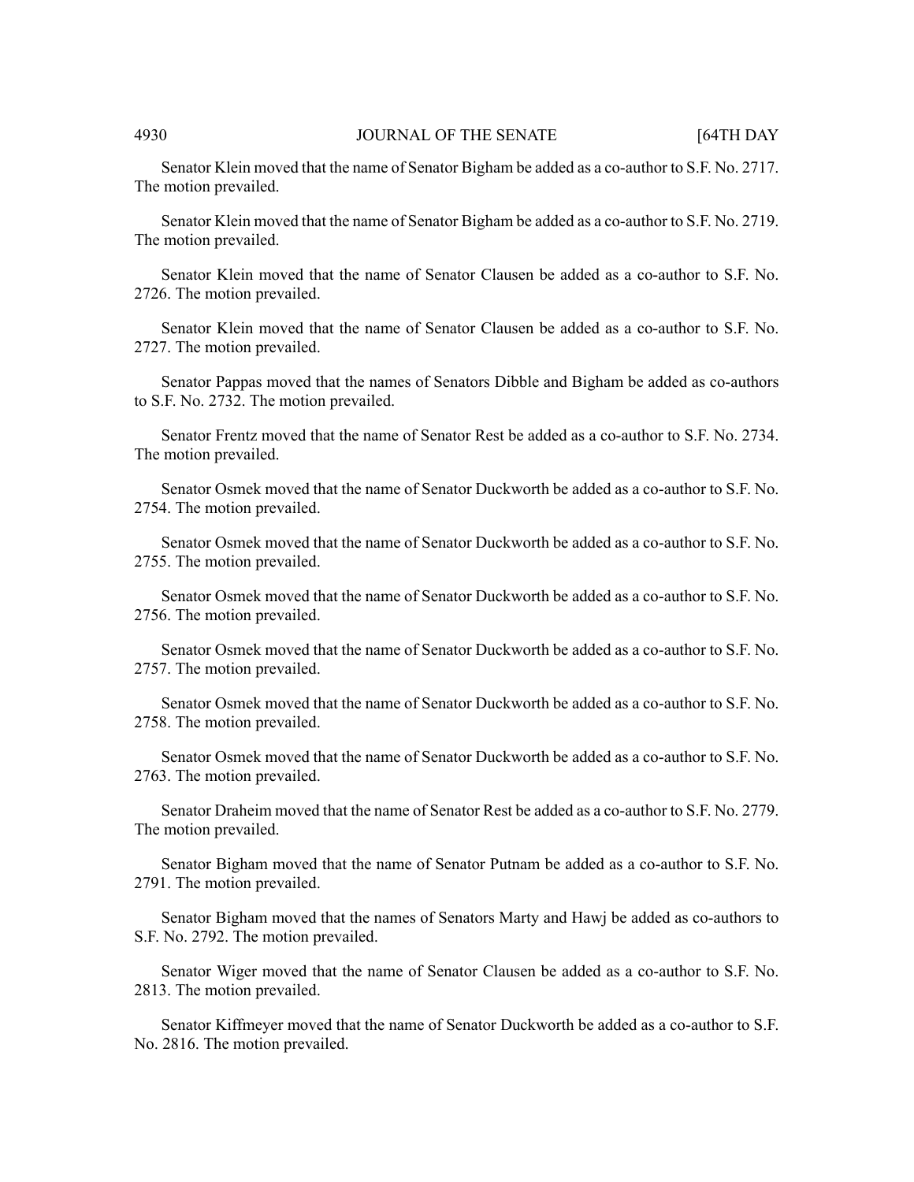Senator Klein moved that the name of Senator Bigham be added as a co-author to S.F. No. 2717. The motion prevailed.

Senator Klein moved that the name of Senator Bigham be added as a co-author to S.F. No. 2719. The motion prevailed.

Senator Klein moved that the name of Senator Clausen be added as a co-author to S.F. No. 2726. The motion prevailed.

Senator Klein moved that the name of Senator Clausen be added as a co-author to S.F. No. 2727. The motion prevailed.

Senator Pappas moved that the names of Senators Dibble and Bigham be added as co-authors to S.F. No. 2732. The motion prevailed.

Senator Frentz moved that the name of Senator Rest be added as a co-author to S.F. No. 2734. The motion prevailed.

Senator Osmek moved that the name of Senator Duckworth be added as a co-author to S.F. No. 2754. The motion prevailed.

Senator Osmek moved that the name of Senator Duckworth be added as a co-author to S.F. No. 2755. The motion prevailed.

Senator Osmek moved that the name of Senator Duckworth be added as a co-author to S.F. No. 2756. The motion prevailed.

Senator Osmek moved that the name of Senator Duckworth be added as a co-author to S.F. No. 2757. The motion prevailed.

Senator Osmek moved that the name of Senator Duckworth be added as a co-author to S.F. No. 2758. The motion prevailed.

Senator Osmek moved that the name of Senator Duckworth be added as a co-author to S.F. No. 2763. The motion prevailed.

Senator Draheim moved that the name of Senator Rest be added as a co-author to S.F. No. 2779. The motion prevailed.

Senator Bigham moved that the name of Senator Putnam be added as a co-author to S.F. No. 2791. The motion prevailed.

Senator Bigham moved that the names of Senators Marty and Hawj be added as co-authors to S.F. No. 2792. The motion prevailed.

Senator Wiger moved that the name of Senator Clausen be added as a co-author to S.F. No. 2813. The motion prevailed.

Senator Kiffmeyer moved that the name of Senator Duckworth be added as a co-author to S.F. No. 2816. The motion prevailed.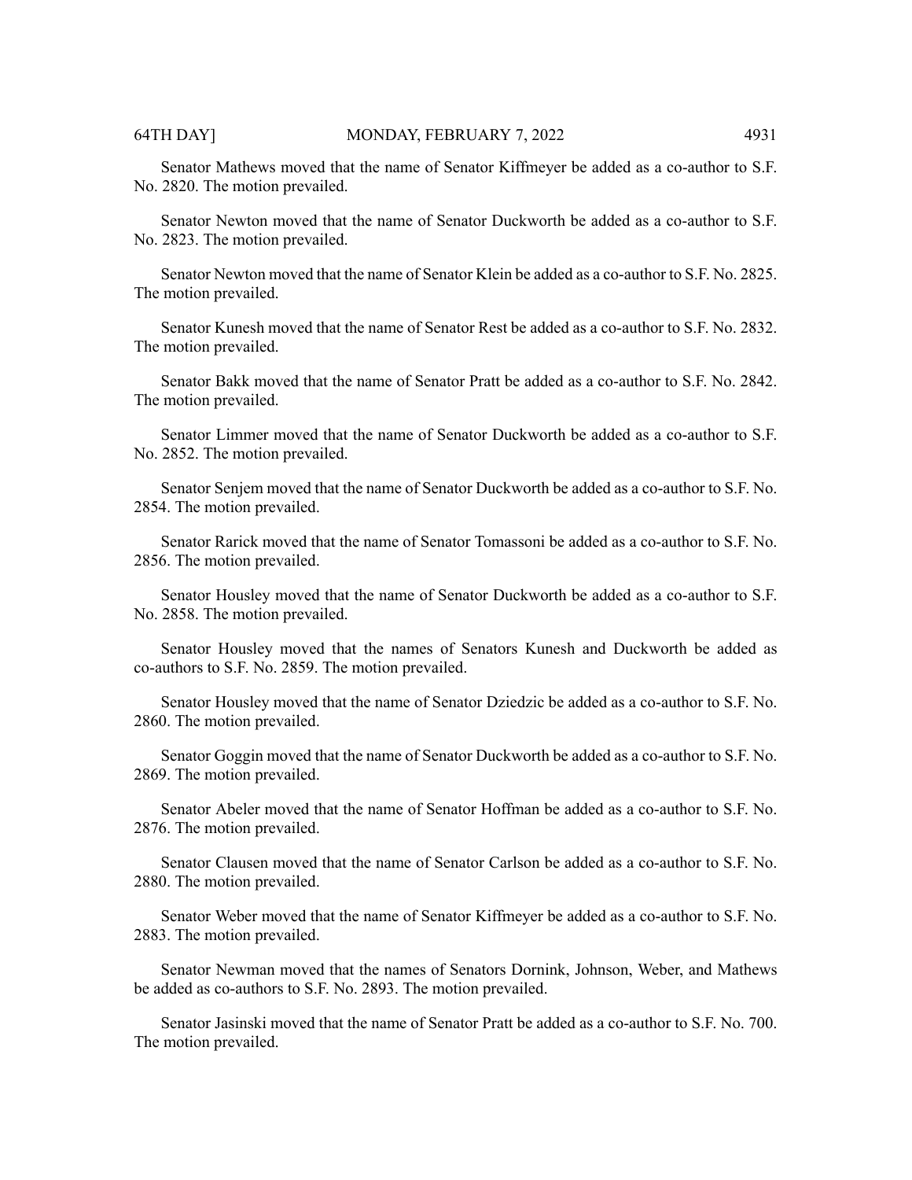Senator Mathews moved that the name of Senator Kiffmeyer be added as a co-author to S.F. No. 2820. The motion prevailed.

Senator Newton moved that the name of Senator Duckworth be added as a co-author to S.F. No. 2823. The motion prevailed.

Senator Newton moved that the name of Senator Klein be added as a co-author to S.F. No. 2825. The motion prevailed.

Senator Kunesh moved that the name of Senator Rest be added as a co-author to S.F. No. 2832. The motion prevailed.

Senator Bakk moved that the name of Senator Pratt be added as a co-author to S.F. No. 2842. The motion prevailed.

Senator Limmer moved that the name of Senator Duckworth be added as a co-author to S.F. No. 2852. The motion prevailed.

Senator Senjem moved that the name of Senator Duckworth be added as a co-author to S.F. No. 2854. The motion prevailed.

Senator Rarick moved that the name of Senator Tomassoni be added as a co-author to S.F. No. 2856. The motion prevailed.

Senator Housley moved that the name of Senator Duckworth be added as a co-author to S.F. No. 2858. The motion prevailed.

Senator Housley moved that the names of Senators Kunesh and Duckworth be added as co-authors to S.F. No. 2859. The motion prevailed.

Senator Housley moved that the name of Senator Dziedzic be added as a co-author to S.F. No. 2860. The motion prevailed.

Senator Goggin moved that the name of Senator Duckworth be added as a co-author to S.F. No. 2869. The motion prevailed.

Senator Abeler moved that the name of Senator Hoffman be added as a co-author to S.F. No. 2876. The motion prevailed.

Senator Clausen moved that the name of Senator Carlson be added as a co-author to S.F. No. 2880. The motion prevailed.

Senator Weber moved that the name of Senator Kiffmeyer be added as a co-author to S.F. No. 2883. The motion prevailed.

Senator Newman moved that the names of Senators Dornink, Johnson, Weber, and Mathews be added as co-authors to S.F. No. 2893. The motion prevailed.

Senator Jasinski moved that the name of Senator Pratt be added as a co-author to S.F. No. 700. The motion prevailed.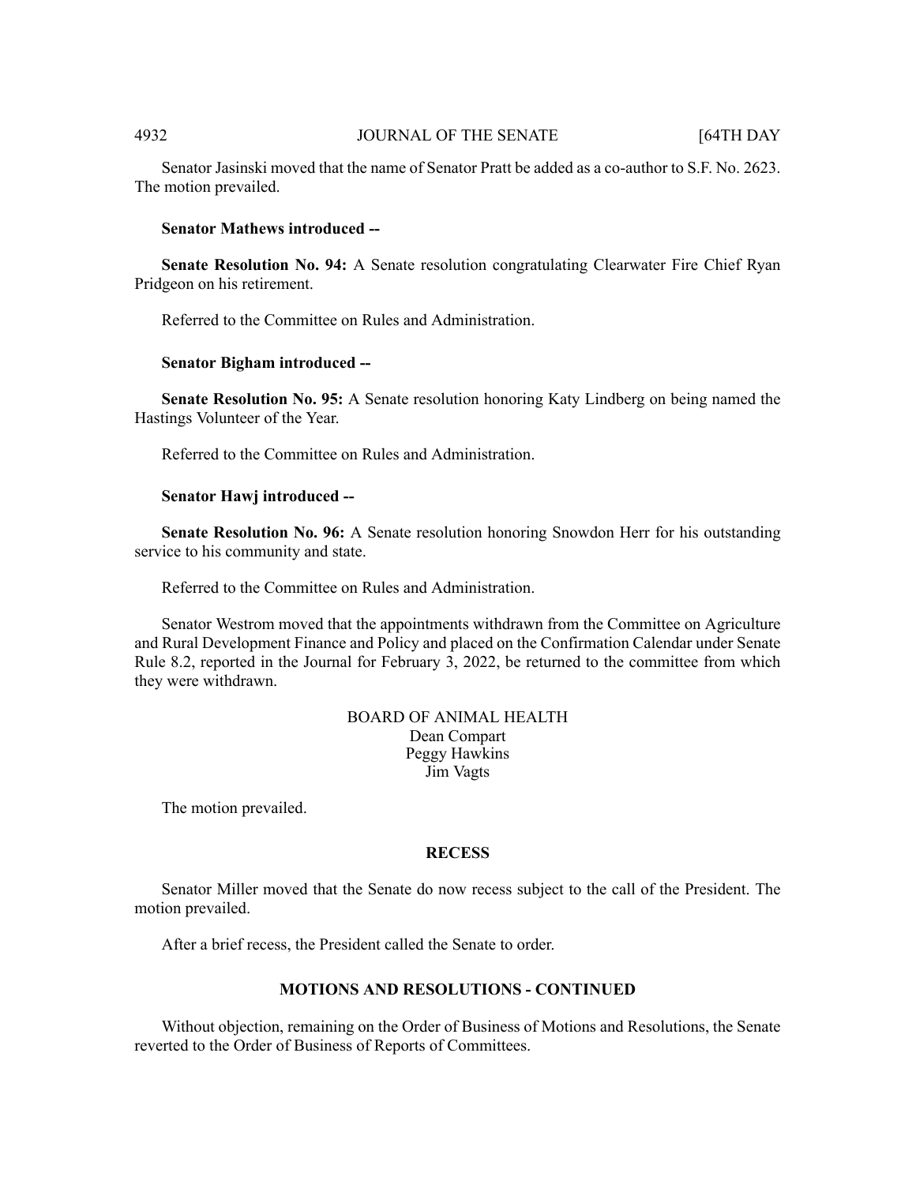Senator Jasinski moved that the name of Senator Pratt be added as a co-author to S.F. No. 2623. The motion prevailed.

**Senator Mathews introduced --**

**Senate Resolution No. 94:** A Senate resolution congratulating Clearwater Fire Chief Ryan Pridgeon on his retirement.

Referred to the Committee on Rules and Administration.

**Senator Bigham introduced --**

**Senate Resolution No. 95:** A Senate resolution honoring Katy Lindberg on being named the Hastings Volunteer of the Year.

Referred to the Committee on Rules and Administration.

**Senator Hawj introduced --**

**Senate Resolution No. 96:** A Senate resolution honoring Snowdon Herr for his outstanding service to his community and state.

Referred to the Committee on Rules and Administration.

Senator Westrom moved that the appointments withdrawn from the Committee on Agriculture and Rural Development Finance and Policy and placed on the Confirmation Calendar under Senate Rule 8.2, reported in the Journal for February 3, 2022, be returned to the committee from which they were withdrawn.

BOARD OF ANIMAL HEALTH
Dean Compart
Peggy Hawkins
Jim Vagts

The motion prevailed.

## RECESS

Senator Miller moved that the Senate do now recess subject to the call of the President. The motion prevailed.

After a brief recess, the President called the Senate to order.

## MOTIONS AND RESOLUTIONS - CONTINUED

Without objection, remaining on the Order of Business of Motions and Resolutions, the Senate reverted to the Order of Business of Reports of Committees.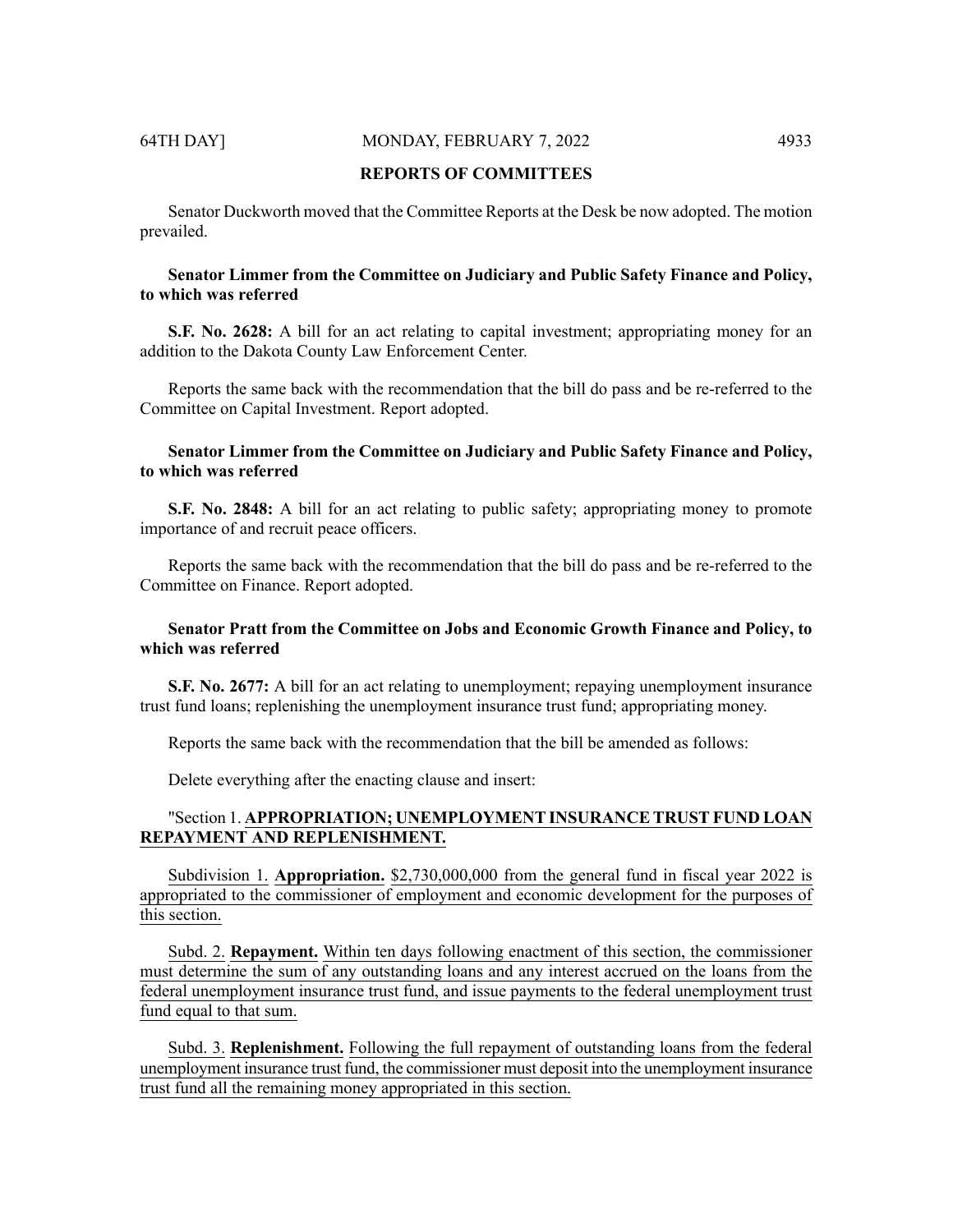## REPORTS OF COMMITTEES

Senator Duckworth moved that the Committee Reports at the Desk be now adopted. The motion prevailed.

**Senator Limmer from the Committee on Judiciary and Public Safety Finance and Policy, to which was referred**

**S.F. No. 2628:** A bill for an act relating to capital investment; appropriating money for an addition to the Dakota County Law Enforcement Center.

Reports the same back with the recommendation that the bill do pass and be re-referred to the Committee on Capital Investment. Report adopted.

**Senator Limmer from the Committee on Judiciary and Public Safety Finance and Policy, to which was referred**

**S.F. No. 2848:** A bill for an act relating to public safety; appropriating money to promote importance of and recruit peace officers.

Reports the same back with the recommendation that the bill do pass and be re-referred to the Committee on Finance. Report adopted.

**Senator Pratt from the Committee on Jobs and Economic Growth Finance and Policy, to which was referred**

**S.F. No. 2677:** A bill for an act relating to unemployment; repaying unemployment insurance trust fund loans; replenishing the unemployment insurance trust fund; appropriating money.

Reports the same back with the recommendation that the bill be amended as follows:

Delete everything after the enacting clause and insert:

"Section 1. **APPROPRIATION; UNEMPLOYMENT INSURANCE TRUST FUND LOAN REPAYMENT AND REPLENISHMENT.**

Subdivision 1. **Appropriation.** $2,730,000,000 from the general fund in fiscal year 2022 is appropriated to the commissioner of employment and economic development for the purposes of this section.

Subd. 2. **Repayment.** Within ten days following enactment of this section, the commissioner must determine the sum of any outstanding loans and any interest accrued on the loans from the federal unemployment insurance trust fund, and issue payments to the federal unemployment trust fund equal to that sum.

Subd. 3. **Replenishment.** Following the full repayment of outstanding loans from the federal unemployment insurance trust fund, the commissioner must deposit into the unemployment insurance trust fund all the remaining money appropriated in this section.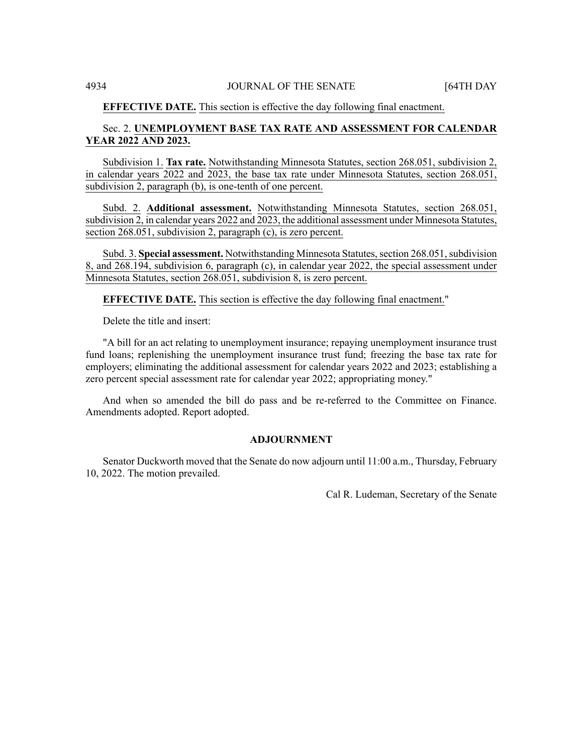**EFFECTIVE DATE.** This section is effective the day following final enactment.

Sec. 2. **UNEMPLOYMENT BASE TAX RATE AND ASSESSMENT FOR CALENDAR YEAR 2022 AND 2023.**

Subdivision 1. **Tax rate.** Notwithstanding Minnesota Statutes, section 268.051, subdivision 2, in calendar years 2022 and 2023, the base tax rate under Minnesota Statutes, section 268.051, subdivision 2, paragraph (b), is one-tenth of one percent.

Subd. 2. **Additional assessment.** Notwithstanding Minnesota Statutes, section 268.051, subdivision 2, in calendar years 2022 and 2023, the additional assessment under Minnesota Statutes, section 268.051, subdivision 2, paragraph (c), is zero percent.

Subd. 3. **Special assessment.** Notwithstanding Minnesota Statutes, section 268.051, subdivision 8, and 268.194, subdivision 6, paragraph (c), in calendar year 2022, the special assessment under Minnesota Statutes, section 268.051, subdivision 8, is zero percent.

**EFFECTIVE DATE.** This section is effective the day following final enactment."

Delete the title and insert:

"A bill for an act relating to unemployment insurance; repaying unemployment insurance trust fund loans; replenishing the unemployment insurance trust fund; freezing the base tax rate for employers; eliminating the additional assessment for calendar years 2022 and 2023; establishing a zero percent special assessment rate for calendar year 2022; appropriating money."

And when so amended the bill do pass and be re-referred to the Committee on Finance. Amendments adopted. Report adopted.

## ADJOURNMENT

Senator Duckworth moved that the Senate do now adjourn until 11:00 a.m., Thursday, February 10, 2022. The motion prevailed.

Cal R. Ludeman, Secretary of the Senate